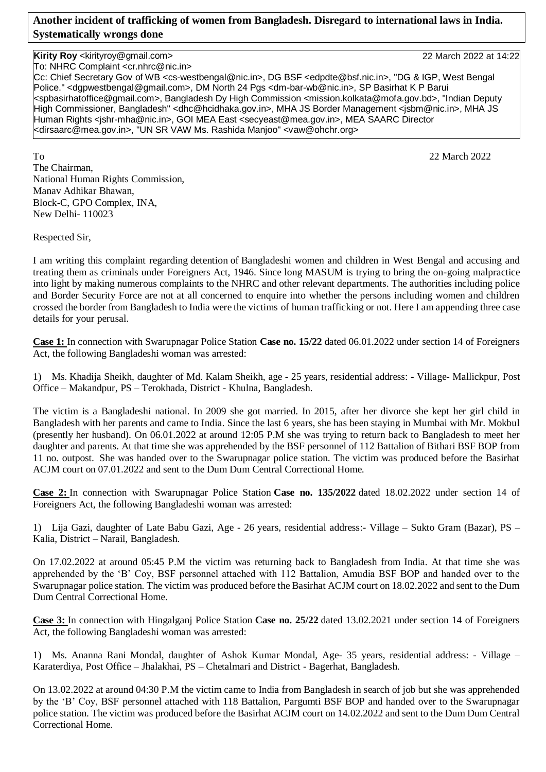**Another incident of trafficking of women from Bangladesh. Disregard to international laws in India. Systematically wrongs done**

**Kirity Roy** <kirityroy@gmail.com> 22 March 2022 at 14:22
To: NHRC Complaint <cr.nhrc@nic.in>
Cc: Chief Secretary Gov of WB <cs-westbengal@nic.in>, DG BSF <edpdte@bsf.nic.in>, "DG & IGP, West Bengal Police." <dgpwestbengal@gmail.com>, DM North 24 Pgs <dm-bar-wb@nic.in>, SP Basirhat K P Barui <spbasirhatoffice@gmail.com>, Bangladesh Dy High Commission <mission.kolkata@mofa.gov.bd>, "Indian Deputy High Commissioner, Bangladesh" <dhc@hcidhaka.gov.in>, MHA JS Border Management <jsbm@nic.in>, MHA JS Human Rights <jshr-mha@nic.in>, GOI MEA East <secyeast@mea.gov.in>, MEA SAARC Director <dirsaarc@mea.gov.in>, "UN SR VAW Ms. Rashida Manjoo" <vaw@ohchr.org>

To 22 March 2022

The Chairman,
National Human Rights Commission,
Manav Adhikar Bhawan,
Block-C, GPO Complex, INA,
New Delhi- 110023

Respected Sir,

I am writing this complaint regarding detention of Bangladeshi women and children in West Bengal and accusing and treating them as criminals under Foreigners Act, 1946. Since long MASUM is trying to bring the on-going malpractice into light by making numerous complaints to the NHRC and other relevant departments. The authorities including police and Border Security Force are not at all concerned to enquire into whether the persons including women and children crossed the border from Bangladesh to India were the victims of human trafficking or not. Here I am appending three case details for your perusal.

**Case 1:** In connection with Swarupnagar Police Station **Case no. 15/22** dated 06.01.2022 under section 14 of Foreigners Act, the following Bangladeshi woman was arrested:

1) Ms. Khadija Sheikh, daughter of Md. Kalam Sheikh, age - 25 years, residential address: - Village- Mallickpur, Post Office – Makandpur, PS – Terokhada, District - Khulna, Bangladesh.

The victim is a Bangladeshi national. In 2009 she got married. In 2015, after her divorce she kept her girl child in Bangladesh with her parents and came to India. Since the last 6 years, she has been staying in Mumbai with Mr. Mokbul (presently her husband). On 06.01.2022 at around 12:05 P.M she was trying to return back to Bangladesh to meet her daughter and parents. At that time she was apprehended by the BSF personnel of 112 Battalion of Bithari BSF BOP from 11 no. outpost. She was handed over to the Swarupnagar police station. The victim was produced before the Basirhat ACJM court on 07.01.2022 and sent to the Dum Dum Central Correctional Home.

**Case 2:** In connection with Swarupnagar Police Station **Case no. 135/2022** dated 18.02.2022 under section 14 of Foreigners Act, the following Bangladeshi woman was arrested:

1) Lija Gazi, daughter of Late Babu Gazi, Age - 26 years, residential address:- Village – Sukto Gram (Bazar), PS – Kalia, District – Narail, Bangladesh.

On 17.02.2022 at around 05:45 P.M the victim was returning back to Bangladesh from India. At that time she was apprehended by the 'B' Coy, BSF personnel attached with 112 Battalion, Amudia BSF BOP and handed over to the Swarupnagar police station. The victim was produced before the Basirhat ACJM court on 18.02.2022 and sent to the Dum Dum Central Correctional Home.

**Case 3:** In connection with Hingalganj Police Station **Case no. 25/22** dated 13.02.2021 under section 14 of Foreigners Act, the following Bangladeshi woman was arrested:

1) Ms. Ananna Rani Mondal, daughter of Ashok Kumar Mondal, Age- 35 years, residential address: - Village – Karaterdiya, Post Office – Jhalakhai, PS – Chetalmari and District - Bagerhat, Bangladesh.

On 13.02.2022 at around 04:30 P.M the victim came to India from Bangladesh in search of job but she was apprehended by the 'B' Coy, BSF personnel attached with 118 Battalion, Pargumti BSF BOP and handed over to the Swarupnagar police station. The victim was produced before the Basirhat ACJM court on 14.02.2022 and sent to the Dum Dum Central Correctional Home.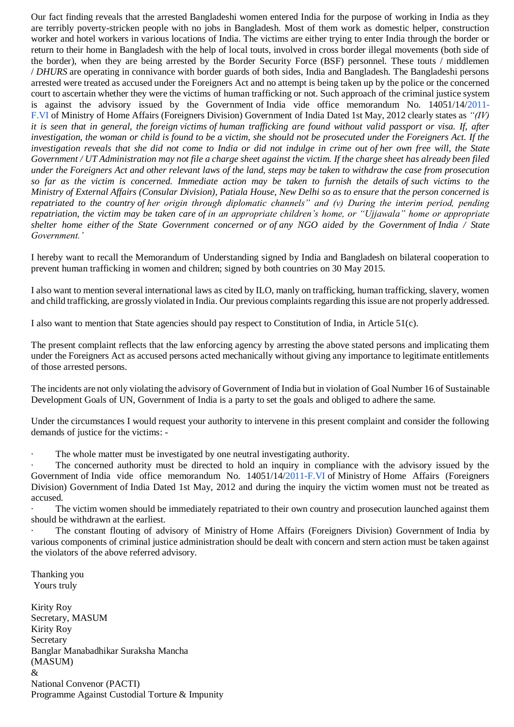Our fact finding reveals that the arrested Bangladeshi women entered India for the purpose of working in India as they are terribly poverty-stricken people with no jobs in Bangladesh. Most of them work as domestic helper, construction worker and hotel workers in various locations of India. The victims are either trying to enter India through the border or return to their home in Bangladesh with the help of local touts, involved in cross border illegal movements (both side of the border), when they are being arrested by the Border Security Force (BSF) personnel. These touts / middlemen / *DHURS* are operating in connivance with border guards of both sides, India and Bangladesh. The Bangladeshi persons arrested were treated as accused under the Foreigners Act and no attempt is being taken up by the police or the concerned court to ascertain whether they were the victims of human trafficking or not. Such approach of the criminal justice system is against the advisory issued by the Government of India vide office memorandum No. 14051/14/2011-F.VI of Ministry of Home Affairs (Foreigners Division) Government of India Dated 1st May, 2012 clearly states as *"(IV) it is seen that in general, the foreign victims of human trafficking are found without valid passport or visa. If, after investigation, the woman or child is found to be a victim, she should not be prosecuted under the Foreigners Act. If the investigation reveals that she did not come to India or did not indulge in crime out of her own free will, the State Government / UT Administration may not file a charge sheet against the victim. If the charge sheet has already been filed under the Foreigners Act and other relevant laws of the land, steps may be taken to withdraw the case from prosecution so far as the victim is concerned. Immediate action may be taken to furnish the details of such victims to the Ministry of External Affairs (Consular Division), Patiala House, New Delhi so as to ensure that the person concerned is repatriated to the country of her origin through diplomatic channels" and (v) During the interim period, pending repatriation, the victim may be taken care of in an appropriate children's home, or "Ujjawala" home or appropriate shelter home either of the State Government concerned or of any NGO aided by the Government of India / State Government.'*

I hereby want to recall the Memorandum of Understanding signed by India and Bangladesh on bilateral cooperation to prevent human trafficking in women and children; signed by both countries on 30 May 2015.

I also want to mention several international laws as cited by ILO, manly on trafficking, human trafficking, slavery, women and child trafficking, are grossly violated in India. Our previous complaints regarding this issue are not properly addressed.

I also want to mention that State agencies should pay respect to Constitution of India, in Article 51(c).

The present complaint reflects that the law enforcing agency by arresting the above stated persons and implicating them under the Foreigners Act as accused persons acted mechanically without giving any importance to legitimate entitlements of those arrested persons.

The incidents are not only violating the advisory of Government of India but in violation of Goal Number 16 of Sustainable Development Goals of UN, Government of India is a party to set the goals and obliged to adhere the same.

Under the circumstances I would request your authority to intervene in this present complaint and consider the following demands of justice for the victims: -

- The whole matter must be investigated by one neutral investigating authority.
- The concerned authority must be directed to hold an inquiry in compliance with the advisory issued by the Government of India vide office memorandum No. 14051/14/2011-F.VI of Ministry of Home Affairs (Foreigners Division) Government of India Dated 1st May, 2012 and during the inquiry the victim women must not be treated as accused.
- The victim women should be immediately repatriated to their own country and prosecution launched against them should be withdrawn at the earliest.
- The constant flouting of advisory of Ministry of Home Affairs (Foreigners Division) Government of India by various components of criminal justice administration should be dealt with concern and stern action must be taken against the violators of the above referred advisory.

Thanking you
Yours truly

Kirity Roy
Secretary, MASUM
Kirity Roy
Secretary
Banglar Manabadhikar Suraksha Mancha
(MASUM)
&
National Convenor (PACTI)
Programme Against Custodial Torture & Impunity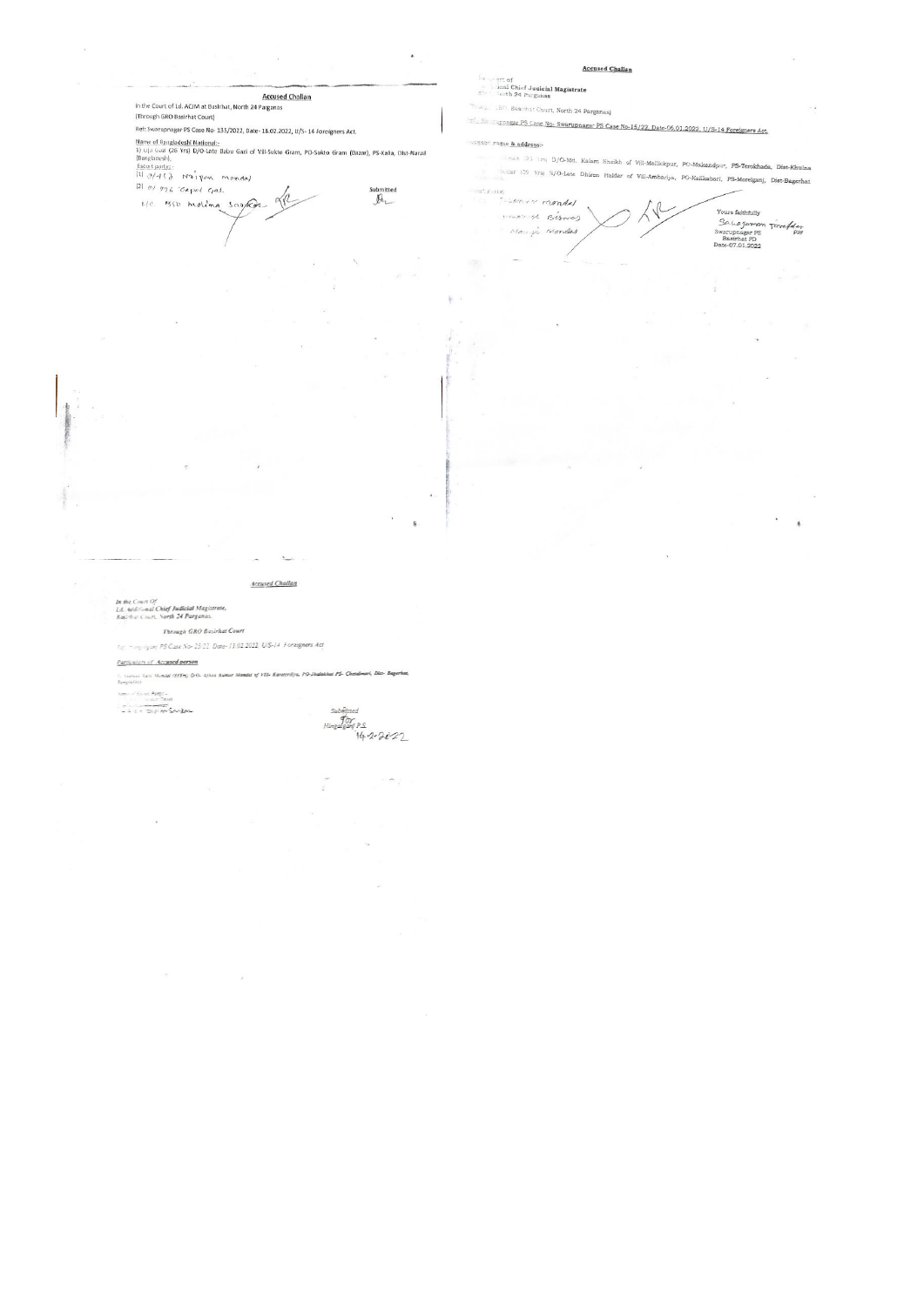## Accused Challan

In the Court of Ld. ACJM at Basirhat, North 24 Parganas

(Through GRO Basirhat Court)

Ref: Swarupnagar PS Case No- 133/2022, Date- 18.02.2022, U/S- 14 Foreigners Act.

Name of Bangladeshi National:-

1) Uja Gazi (26 Yrs) D/O-Late Babu Gazi of Vill-Sukto Gram, PO-Sukto Gram (Bazar), PS-Kalia, Dist-Narail (Bangladesh).

Escort party:-

(1) C/-413 Maiyon Mondal

(2) C/ 996 Gepul Gazi

L/C 9550 Malima Sarkar

Submitted

---

## Accused Challan

... Court of
... ional Chief Judicial Magistrate
... North 24 Parganas

Through GRO Basirhat Court, North 24 Parganas)

Ref: Swarupnagar PS Case No- Swarupnagar PS Case No-15/22 Date-06.01.2022 U/S-14 Foreigners Act.

Accused name & address:-

... (31 Yrs) D/O-Md. Kalam Shaikh of Vill-Mallickpur, PO-Makandpur, PS-Terokhada, Dist-Khulna

... Haldar (35 Yrs) S/O-Late Dhiren Haldar of Vill-Ambariya, PO-Kalikabari, PS-Moreiganj, Dist-Bagerhat

Escort party:-

... Tubarani Mondal
... Biswas
... Manjit Mondal

Yours faithfully

Sahajaman Taraf...
Swarupnagar PS
Basirhat PD
Date-07.01.2022

---

## Accused Challan

*In the Court Of*
*Ld. Additional Chief Judicial Magistrate,*
*Basirhat Court, North 24 Parganas.*

*Through GRO Basirhat Court*

*Ref: Hingalganj PS Case No- 23/22 Date- 13.02.2022 U/S-14 Foreigners Act*

*Particulars of Accused person*

1. ... Rani Mondal (55Yrs) D/O- Ashok Kumar Mondal of Vill- Karatirdiya, PO-Jhalokhati PS- Chetalmari, Dist- Bagerhat, Bangladesh

Name of Escort Party:-
...
... Sarkar

Submitted
For
Hingalganj P.S.
14-2-2022